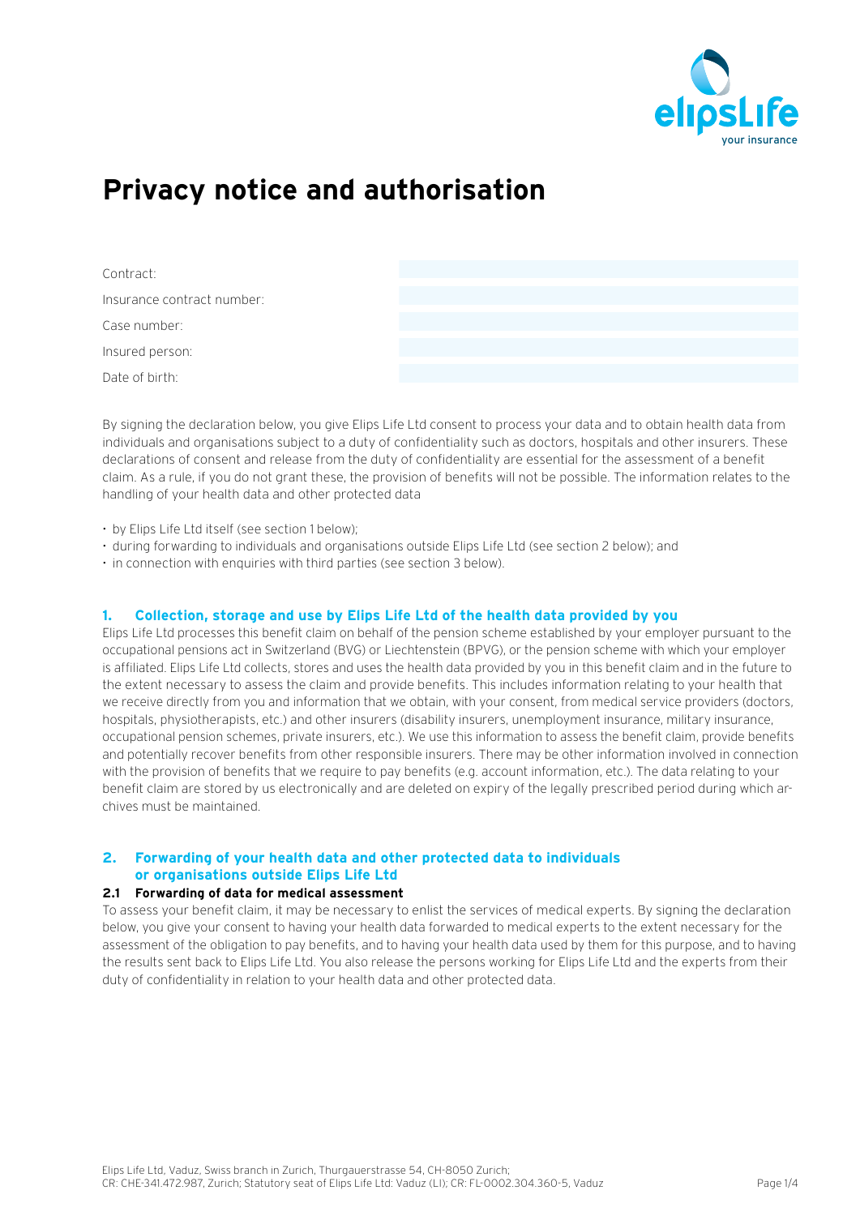# Privacy notice and authorisation

| | |
|---|---|
| Contract: | |
| Insurance contract number: | |
| Case number: | |
| Insured person: | |
| Date of birth: | |

By signing the declaration below, you give Elips Life Ltd consent to process your data and to obtain health data from individuals and organisations subject to a duty of confidentiality such as doctors, hospitals and other insurers. These declarations of consent and release from the duty of confidentiality are essential for the assessment of a benefit claim. As a rule, if you do not grant these, the provision of benefits will not be possible. The information relates to the handling of your health data and other protected data

- by Elips Life Ltd itself (see section 1 below);
- during forwarding to individuals and organisations outside Elips Life Ltd (see section 2 below); and
- in connection with enquiries with third parties (see section 3 below).

## 1. Collection, storage and use by Elips Life Ltd of the health data provided by you

Elips Life Ltd processes this benefit claim on behalf of the pension scheme established by your employer pursuant to the occupational pensions act in Switzerland (BVG) or Liechtenstein (BPVG), or the pension scheme with which your employer is affiliated. Elips Life Ltd collects, stores and uses the health data provided by you in this benefit claim and in the future to the extent necessary to assess the claim and provide benefits. This includes information relating to your health that we receive directly from you and information that we obtain, with your consent, from medical service providers (doctors, hospitals, physiotherapists, etc.) and other insurers (disability insurers, unemployment insurance, military insurance, occupational pension schemes, private insurers, etc.). We use this information to assess the benefit claim, provide benefits and potentially recover benefits from other responsible insurers. There may be other information involved in connection with the provision of benefits that we require to pay benefits (e.g. account information, etc.). The data relating to your benefit claim are stored by us electronically and are deleted on expiry of the legally prescribed period during which archives must be maintained.

## 2. Forwarding of your health data and other protected data to individuals or organisations outside Elips Life Ltd

### 2.1 Forwarding of data for medical assessment

To assess your benefit claim, it may be necessary to enlist the services of medical experts. By signing the declaration below, you give your consent to having your health data forwarded to medical experts to the extent necessary for the assessment of the obligation to pay benefits, and to having your health data used by them for this purpose, and to having the results sent back to Elips Life Ltd. You also release the persons working for Elips Life Ltd and the experts from their duty of confidentiality in relation to your health data and other protected data.

Elips Life Ltd, Vaduz, Swiss branch in Zurich, Thurgauerstrasse 54, CH-8050 Zurich;
CR: CHE-341.472.987, Zurich; Statutory seat of Elips Life Ltd: Vaduz (LI); CR: FL-0002.304.360-5, Vaduz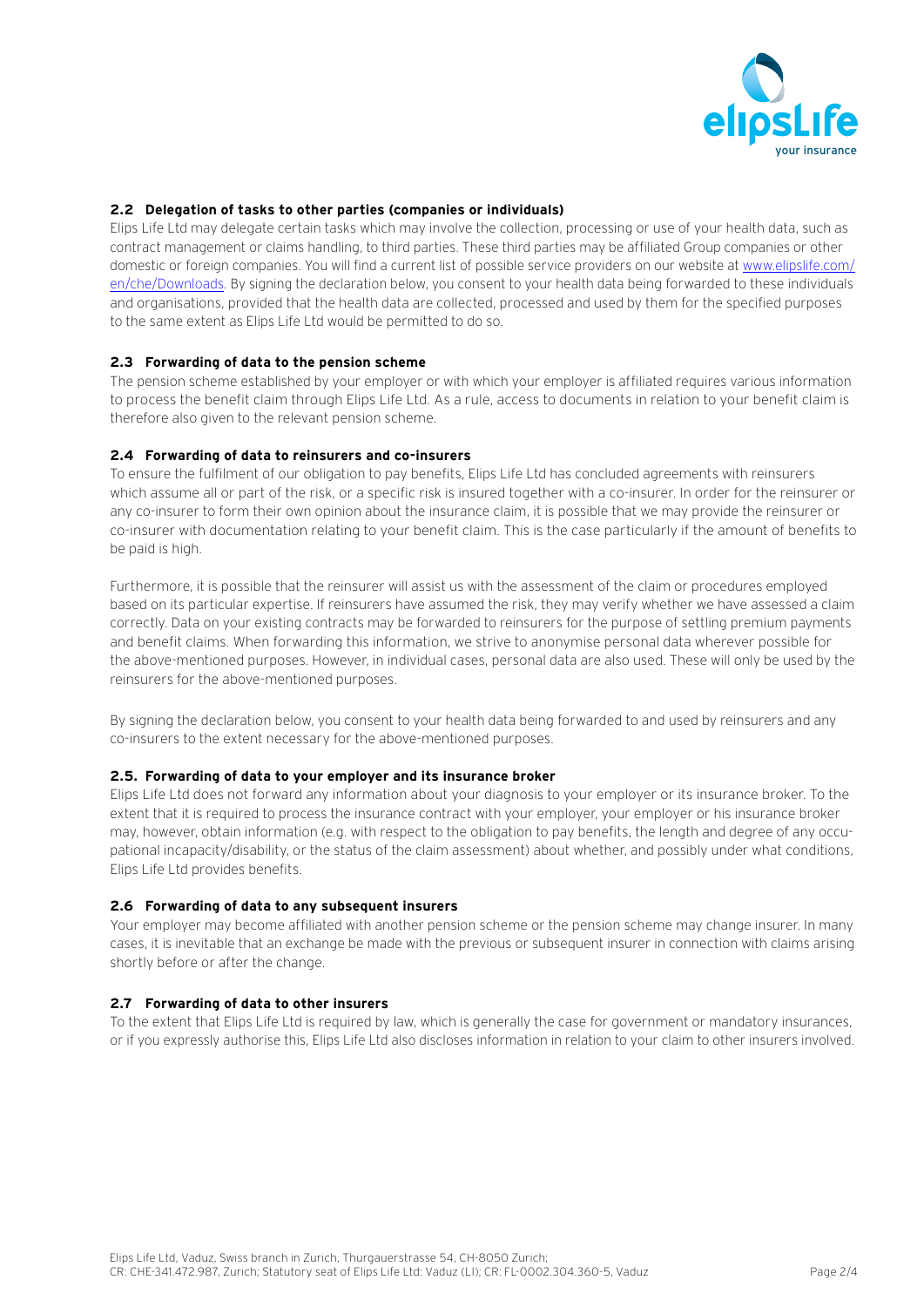### 2.2 Delegation of tasks to other parties (companies or individuals)

Elips Life Ltd may delegate certain tasks which may involve the collection, processing or use of your health data, such as contract management or claims handling, to third parties. These third parties may be affiliated Group companies or other domestic or foreign companies. You will find a current list of possible service providers on our website at www.elipslife.com/en/che/Downloads. By signing the declaration below, you consent to your health data being forwarded to these individuals and organisations, provided that the health data are collected, processed and used by them for the specified purposes to the same extent as Elips Life Ltd would be permitted to do so.

### 2.3 Forwarding of data to the pension scheme

The pension scheme established by your employer or with which your employer is affiliated requires various information to process the benefit claim through Elips Life Ltd. As a rule, access to documents in relation to your benefit claim is therefore also given to the relevant pension scheme.

### 2.4 Forwarding of data to reinsurers and co-insurers

To ensure the fulfilment of our obligation to pay benefits, Elips Life Ltd has concluded agreements with reinsurers which assume all or part of the risk, or a specific risk is insured together with a co-insurer. In order for the reinsurer or any co-insurer to form their own opinion about the insurance claim, it is possible that we may provide the reinsurer or co-insurer with documentation relating to your benefit claim. This is the case particularly if the amount of benefits to be paid is high.

Furthermore, it is possible that the reinsurer will assist us with the assessment of the claim or procedures employed based on its particular expertise. If reinsurers have assumed the risk, they may verify whether we have assessed a claim correctly. Data on your existing contracts may be forwarded to reinsurers for the purpose of settling premium payments and benefit claims. When forwarding this information, we strive to anonymise personal data wherever possible for the above-mentioned purposes. However, in individual cases, personal data are also used. These will only be used by the reinsurers for the above-mentioned purposes.

By signing the declaration below, you consent to your health data being forwarded to and used by reinsurers and any co-insurers to the extent necessary for the above-mentioned purposes.

### 2.5. Forwarding of data to your employer and its insurance broker

Elips Life Ltd does not forward any information about your diagnosis to your employer or its insurance broker. To the extent that it is required to process the insurance contract with your employer, your employer or his insurance broker may, however, obtain information (e.g. with respect to the obligation to pay benefits, the length and degree of any occupational incapacity/disability, or the status of the claim assessment) about whether, and possibly under what conditions, Elips Life Ltd provides benefits.

### 2.6 Forwarding of data to any subsequent insurers

Your employer may become affiliated with another pension scheme or the pension scheme may change insurer. In many cases, it is inevitable that an exchange be made with the previous or subsequent insurer in connection with claims arising shortly before or after the change.

### 2.7 Forwarding of data to other insurers

To the extent that Elips Life Ltd is required by law, which is generally the case for government or mandatory insurances, or if you expressly authorise this, Elips Life Ltd also discloses information in relation to your claim to other insurers involved.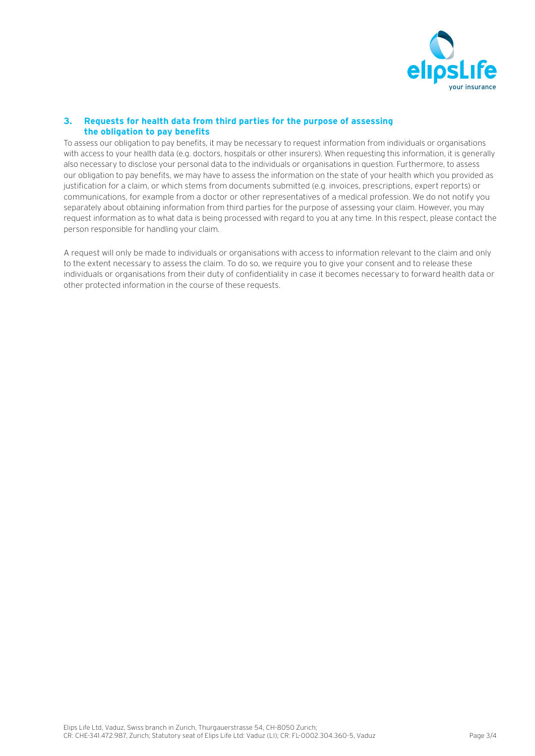## 3. Requests for health data from third parties for the purpose of assessing the obligation to pay benefits

To assess our obligation to pay benefits, it may be necessary to request information from individuals or organisations with access to your health data (e.g. doctors, hospitals or other insurers). When requesting this information, it is generally also necessary to disclose your personal data to the individuals or organisations in question. Furthermore, to assess our obligation to pay benefits, we may have to assess the information on the state of your health which you provided as justification for a claim, or which stems from documents submitted (e.g. invoices, prescriptions, expert reports) or communications, for example from a doctor or other representatives of a medical profession. We do not notify you separately about obtaining information from third parties for the purpose of assessing your claim. However, you may request information as to what data is being processed with regard to you at any time. In this respect, please contact the person responsible for handling your claim.

A request will only be made to individuals or organisations with access to information relevant to the claim and only to the extent necessary to assess the claim. To do so, we require you to give your consent and to release these individuals or organisations from their duty of confidentiality in case it becomes necessary to forward health data or other protected information in the course of these requests.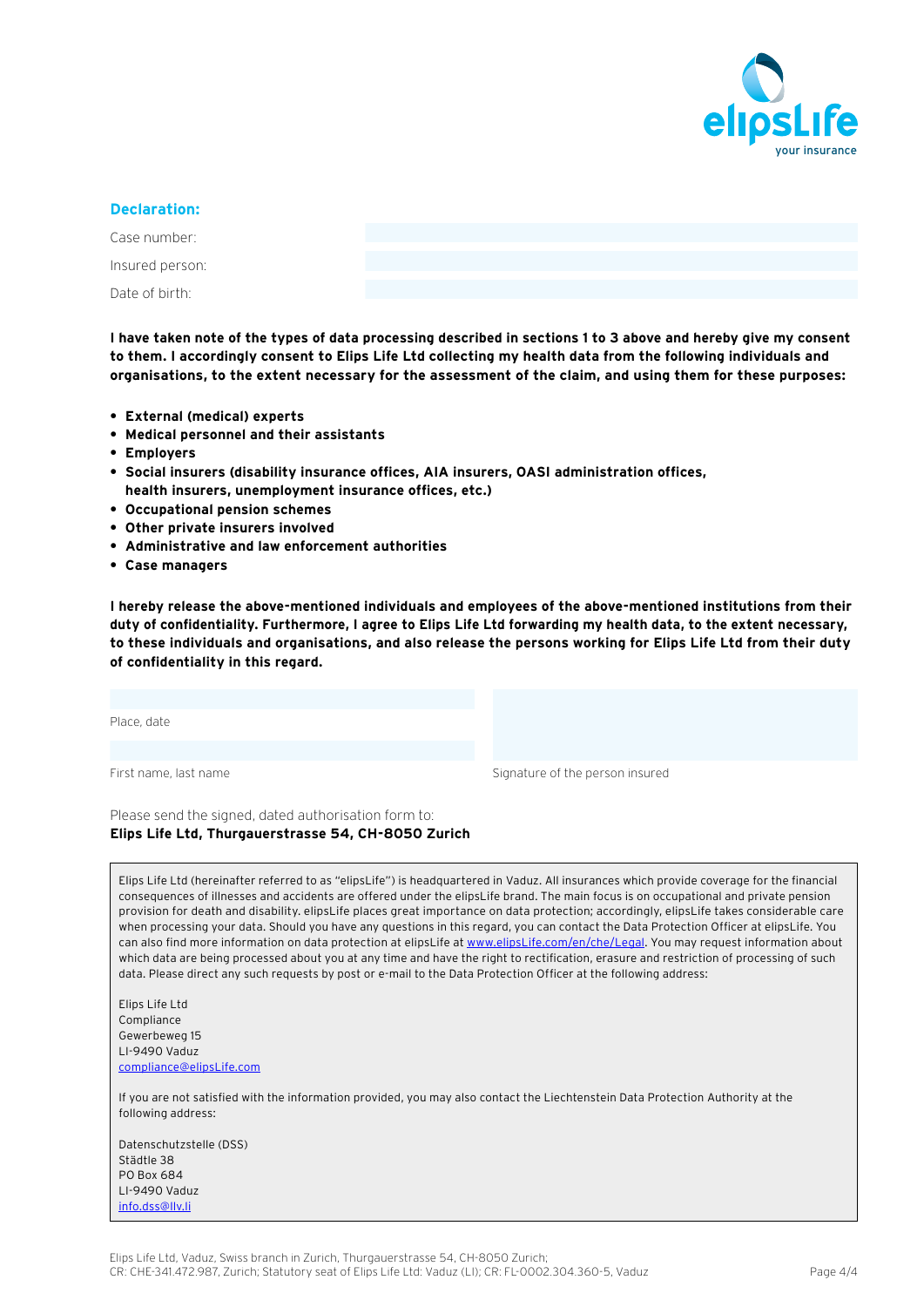## Declaration:

Case number:

Insured person:

Date of birth:

**I have taken note of the types of data processing described in sections 1 to 3 above and hereby give my consent to them. I accordingly consent to Elips Life Ltd collecting my health data from the following individuals and organisations, to the extent necessary for the assessment of the claim, and using them for these purposes:**

- **External (medical) experts**
- **Medical personnel and their assistants**
- **Employers**
- **Social insurers (disability insurance offices, AIA insurers, OASI administration offices, health insurers, unemployment insurance offices, etc.)**
- **Occupational pension schemes**
- **Other private insurers involved**
- **Administrative and law enforcement authorities**
- **Case managers**

**I hereby release the above-mentioned individuals and employees of the above-mentioned institutions from their duty of confidentiality. Furthermore, I agree to Elips Life Ltd forwarding my health data, to the extent necessary, to these individuals and organisations, and also release the persons working for Elips Life Ltd from their duty of confidentiality in this regard.**

Place, date

First name, last name

Signature of the person insured

Please send the signed, dated authorisation form to:
**Elips Life Ltd, Thurgauerstrasse 54, CH-8050 Zurich**

Elips Life Ltd (hereinafter referred to as "elipsLife") is headquartered in Vaduz. All insurances which provide coverage for the financial consequences of illnesses and accidents are offered under the elipsLife brand. The main focus is on occupational and private pension provision for death and disability. elipsLife places great importance on data protection; accordingly, elipsLife takes considerable care when processing your data. Should you have any questions in this regard, you can contact the Data Protection Officer at elipsLife. You can also find more information on data protection at elipsLife at www.elipsLife.com/en/che/Legal. You may request information about which data are being processed about you at any time and have the right to rectification, erasure and restriction of processing of such data. Please direct any such requests by post or e-mail to the Data Protection Officer at the following address:

Elips Life Ltd
Compliance
Gewerbeweg 15
LI-9490 Vaduz
compliance@elipsLife.com

If you are not satisfied with the information provided, you may also contact the Liechtenstein Data Protection Authority at the following address:

Datenschutzstelle (DSS)
Städtle 38
PO Box 684
LI-9490 Vaduz
info.dss@llv.li

Elips Life Ltd, Vaduz, Swiss branch in Zurich, Thurgauerstrasse 54, CH-8050 Zurich;
CR: CHE-341.472.987, Zurich; Statutory seat of Elips Life Ltd: Vaduz (LI); CR: FL-0002.304.360-5, Vaduz